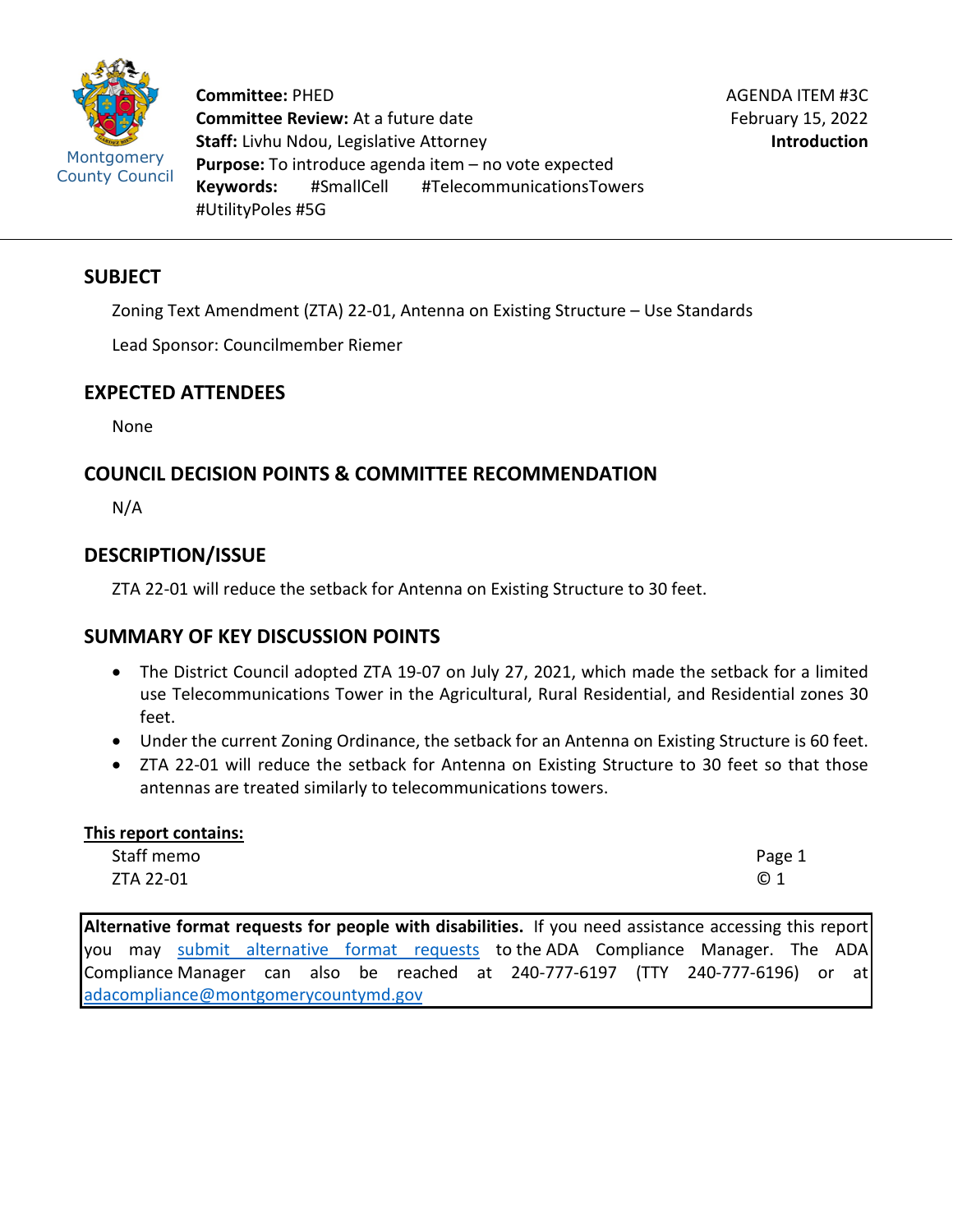Montgomery County Council

**Committee:** PHED
**Committee Review:** At a future date
**Staff:** Livhu Ndou, Legislative Attorney
**Purpose:** To introduce agenda item – no vote expected
**Keywords:** #SmallCell #TelecommunicationsTowers #UtilityPoles #5G

AGENDA ITEM #3C
February 15, 2022
**Introduction**

## SUBJECT

Zoning Text Amendment (ZTA) 22-01, Antenna on Existing Structure – Use Standards

Lead Sponsor: Councilmember Riemer

## EXPECTED ATTENDEES

None

## COUNCIL DECISION POINTS & COMMITTEE RECOMMENDATION

N/A

## DESCRIPTION/ISSUE

ZTA 22-01 will reduce the setback for Antenna on Existing Structure to 30 feet.

## SUMMARY OF KEY DISCUSSION POINTS

- The District Council adopted ZTA 19-07 on July 27, 2021, which made the setback for a limited use Telecommunications Tower in the Agricultural, Rural Residential, and Residential zones 30 feet.
- Under the current Zoning Ordinance, the setback for an Antenna on Existing Structure is 60 feet.
- ZTA 22-01 will reduce the setback for Antenna on Existing Structure to 30 feet so that those antennas are treated similarly to telecommunications towers.

**<u>This report contains:</u>**

| | |
|---|---|
| Staff memo | Page 1 |
| ZTA 22-01 | © 1 |

**Alternative format requests for people with disabilities.** If you need assistance accessing this report you may submit alternative format requests to the ADA Compliance Manager. The ADA Compliance Manager can also be reached at 240-777-6197 (TTY 240-777-6196) or at adacompliance@montgomerycountymd.gov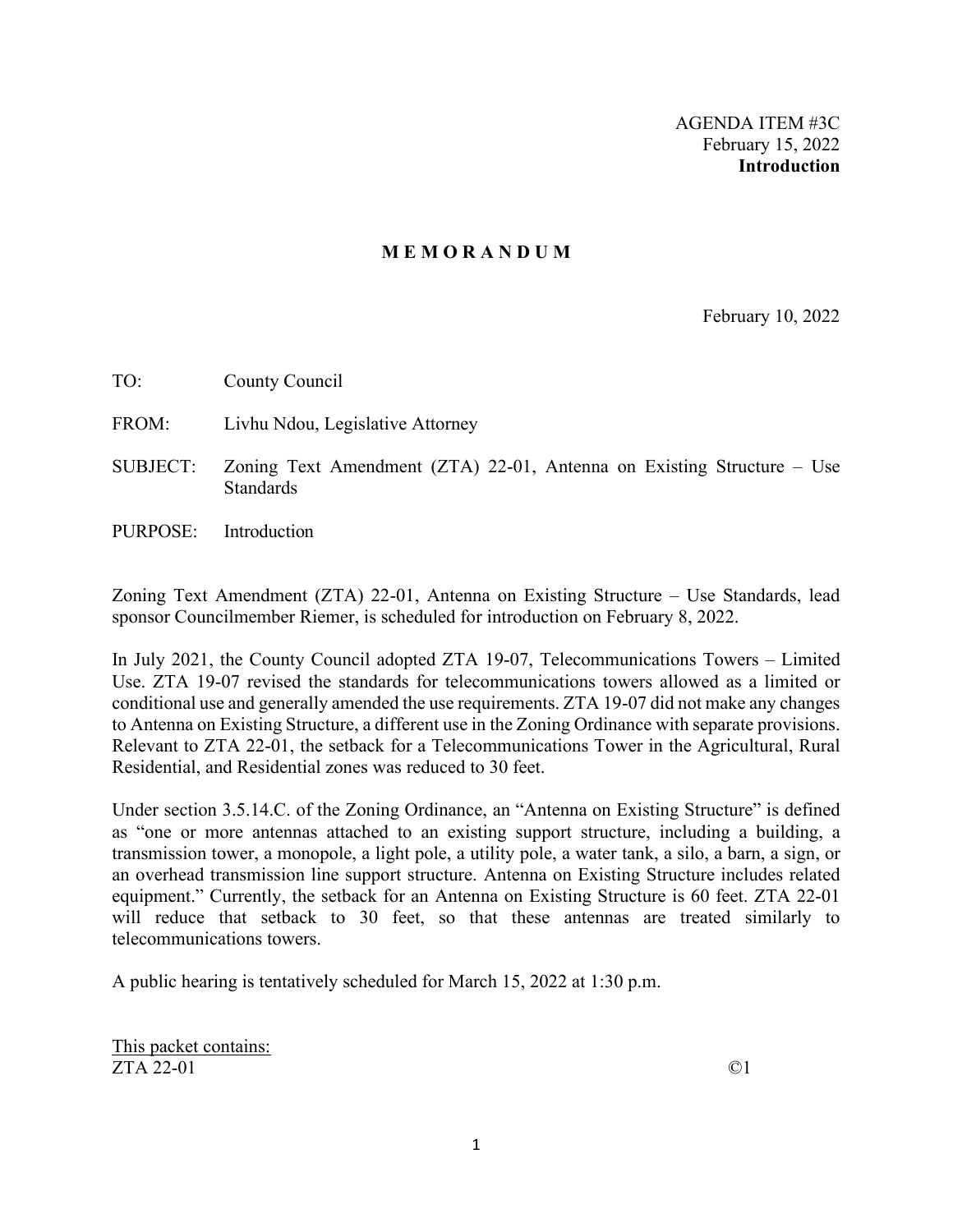AGENDA ITEM #3C
February 15, 2022
**Introduction**

# M E M O R A N D U M

February 10, 2022

TO: County Council

FROM: Livhu Ndou, Legislative Attorney

SUBJECT: Zoning Text Amendment (ZTA) 22-01, Antenna on Existing Structure – Use Standards

PURPOSE: Introduction

Zoning Text Amendment (ZTA) 22-01, Antenna on Existing Structure – Use Standards, lead sponsor Councilmember Riemer, is scheduled for introduction on February 8, 2022.

In July 2021, the County Council adopted ZTA 19-07, Telecommunications Towers – Limited Use. ZTA 19-07 revised the standards for telecommunications towers allowed as a limited or conditional use and generally amended the use requirements. ZTA 19-07 did not make any changes to Antenna on Existing Structure, a different use in the Zoning Ordinance with separate provisions. Relevant to ZTA 22-01, the setback for a Telecommunications Tower in the Agricultural, Rural Residential, and Residential zones was reduced to 30 feet.

Under section 3.5.14.C. of the Zoning Ordinance, an "Antenna on Existing Structure" is defined as "one or more antennas attached to an existing support structure, including a building, a transmission tower, a monopole, a light pole, a utility pole, a water tank, a silo, a barn, a sign, or an overhead transmission line support structure. Antenna on Existing Structure includes related equipment." Currently, the setback for an Antenna on Existing Structure is 60 feet. ZTA 22-01 will reduce that setback to 30 feet, so that these antennas are treated similarly to telecommunications towers.

A public hearing is tentatively scheduled for March 15, 2022 at 1:30 p.m.

This packet contains:

| | |
|---|---|
| ZTA 22-01 | ©1 |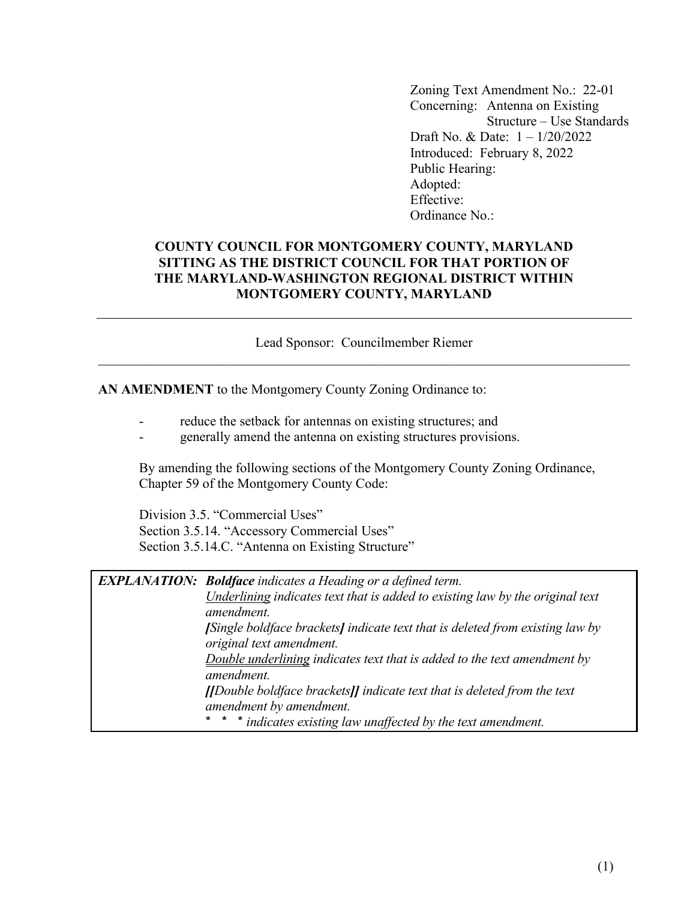Zoning Text Amendment No.: 22-01
Concerning: Antenna on Existing Structure – Use Standards
Draft No. & Date: 1 – 1/20/2022
Introduced: February 8, 2022
Public Hearing:
Adopted:
Effective:
Ordinance No.:

**COUNTY COUNCIL FOR MONTGOMERY COUNTY, MARYLAND SITTING AS THE DISTRICT COUNCIL FOR THAT PORTION OF THE MARYLAND-WASHINGTON REGIONAL DISTRICT WITHIN MONTGOMERY COUNTY, MARYLAND**

---

Lead Sponsor: Councilmember Riemer

---

**AN AMENDMENT** to the Montgomery County Zoning Ordinance to:

- reduce the setback for antennas on existing structures; and
- generally amend the antenna on existing structures provisions.

By amending the following sections of the Montgomery County Zoning Ordinance, Chapter 59 of the Montgomery County Code:

Division 3.5. "Commercial Uses"
Section 3.5.14. "Accessory Commercial Uses"
Section 3.5.14.C. "Antenna on Existing Structure"

| | |
|---|---|
| ***EXPLANATION:*** | ***Boldface** indicates a Heading or a defined term.* |
| | *<u>Underlining</u> indicates text that is added to existing law by the original text amendment.* |
| | ***[**Single boldface brackets**]** indicate text that is deleted from existing law by original text amendment.* |
| | *<u>Double underlining</u> indicates text that is added to the text amendment by amendment.* |
| | ***[[**Double boldface brackets**]]** indicate text that is deleted from the text amendment by amendment.* |
| | \* \* \* *indicates existing law unaffected by the text amendment.* |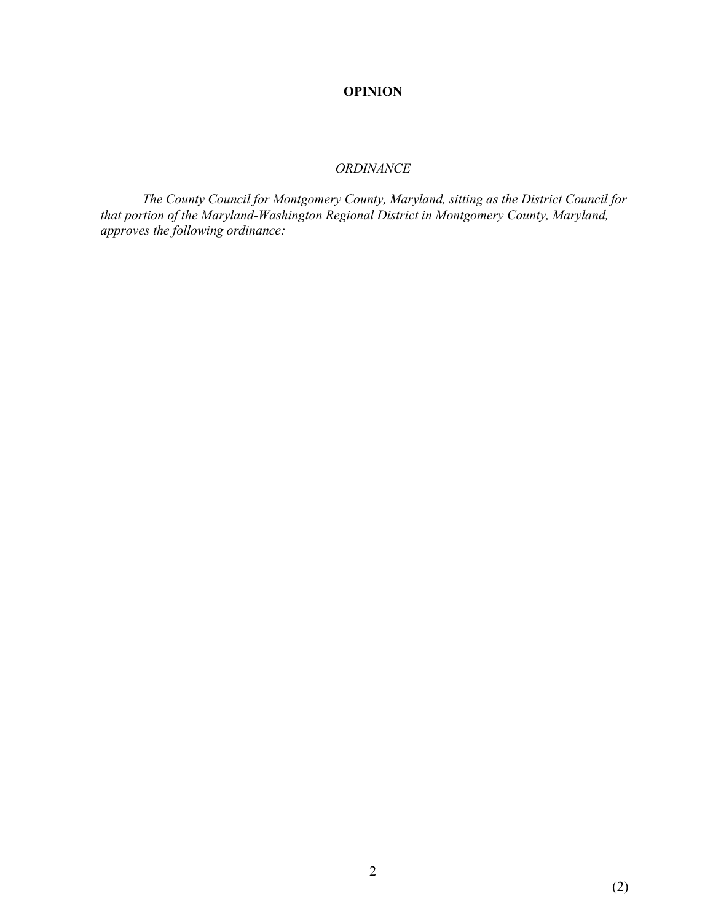**OPINION**

*ORDINANCE*

*The County Council for Montgomery County, Maryland, sitting as the District Council for that portion of the Maryland-Washington Regional District in Montgomery County, Maryland, approves the following ordinance:*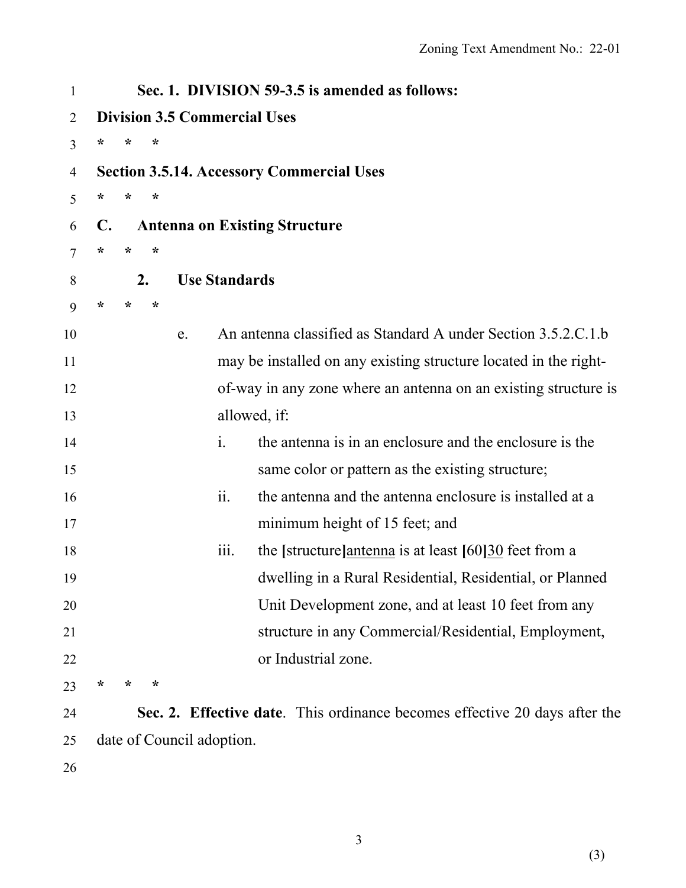**Sec. 1. DIVISION 59-3.5 is amended as follows:**

**Division 3.5 Commercial Uses**

\* \* \*

**Section 3.5.14. Accessory Commercial Uses**

\* \* \*

**C. Antenna on Existing Structure**

\* \* \*

**2. Use Standards**

\* \* \*

e. An antenna classified as Standard A under Section 3.5.2.C.1.b may be installed on any existing structure located in the right-of-way in any zone where an antenna on an existing structure is allowed, if:

i. the antenna is in an enclosure and the enclosure is the same color or pattern as the existing structure;

ii. the antenna and the antenna enclosure is installed at a minimum height of 15 feet; and

iii. the **[**structure**]**<u>antenna</u> is at least **[**60**]**<u>30</u> feet from a dwelling in a Rural Residential, Residential, or Planned Unit Development zone, and at least 10 feet from any structure in any Commercial/Residential, Employment, or Industrial zone.

\* \* \*

**Sec. 2. Effective date**. This ordinance becomes effective 20 days after the date of Council adoption.